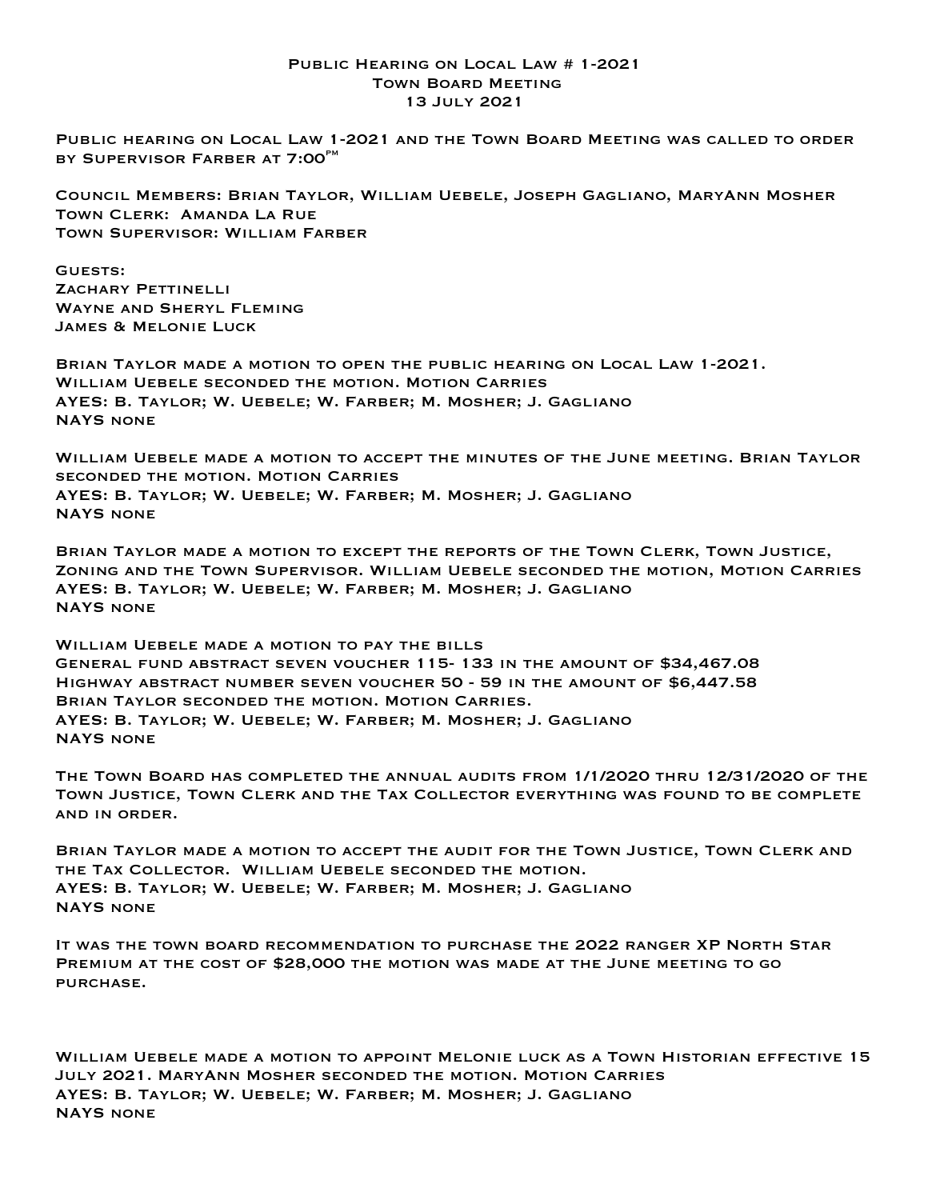# Public Hearing on Local Law # 1-2021
## Town Board Meeting
## 13 July 2021

Public hearing on Local Law 1-2021 and the Town Board Meeting was called to order by Supervisor Farber at 7:00pm

Council Members: Brian Taylor, William Uebele, Joseph Gagliano, MaryAnn Mosher
Town Clerk: Amanda La Rue
Town Supervisor: William Farber

Guests:
Zachary Pettinelli
Wayne and Sheryl Fleming
James & Melonie Luck

Brian Taylor made a motion to open the public hearing on Local Law 1-2021. William Uebele seconded the motion. Motion Carries
AYES: B. Taylor; W. Uebele; W. Farber; M. Mosher; J. Gagliano
NAYS none

William Uebele made a motion to accept the minutes of the June meeting. Brian Taylor seconded the motion. Motion Carries
AYES: B. Taylor; W. Uebele; W. Farber; M. Mosher; J. Gagliano
NAYS none

Brian Taylor made a motion to except the reports of the Town Clerk, Town Justice, Zoning and the Town Supervisor. William Uebele seconded the motion, Motion Carries
AYES: B. Taylor; W. Uebele; W. Farber; M. Mosher; J. Gagliano
NAYS none

William Uebele made a motion to pay the bills
General fund abstract seven voucher 115- 133 in the amount of $34,467.08
Highway abstract number seven voucher 50 - 59 in the amount of $6,447.58
Brian Taylor seconded the motion. Motion Carries.
AYES: B. Taylor; W. Uebele; W. Farber; M. Mosher; J. Gagliano
NAYS none

The Town Board has completed the annual audits from 1/1/2020 thru 12/31/2020 of the Town Justice, Town Clerk and the Tax Collector everything was found to be complete and in order.

Brian Taylor made a motion to accept the audit for the Town Justice, Town Clerk and the Tax Collector. William Uebele seconded the motion.
AYES: B. Taylor; W. Uebele; W. Farber; M. Mosher; J. Gagliano
NAYS none

It was the town board recommendation to purchase the 2022 ranger XP North Star Premium at the cost of $28,000 the motion was made at the June meeting to go purchase.

William Uebele made a motion to appoint Melonie luck as a Town Historian effective 15 July 2021. MaryAnn Mosher seconded the motion. Motion Carries
AYES: B. Taylor; W. Uebele; W. Farber; M. Mosher; J. Gagliano
NAYS none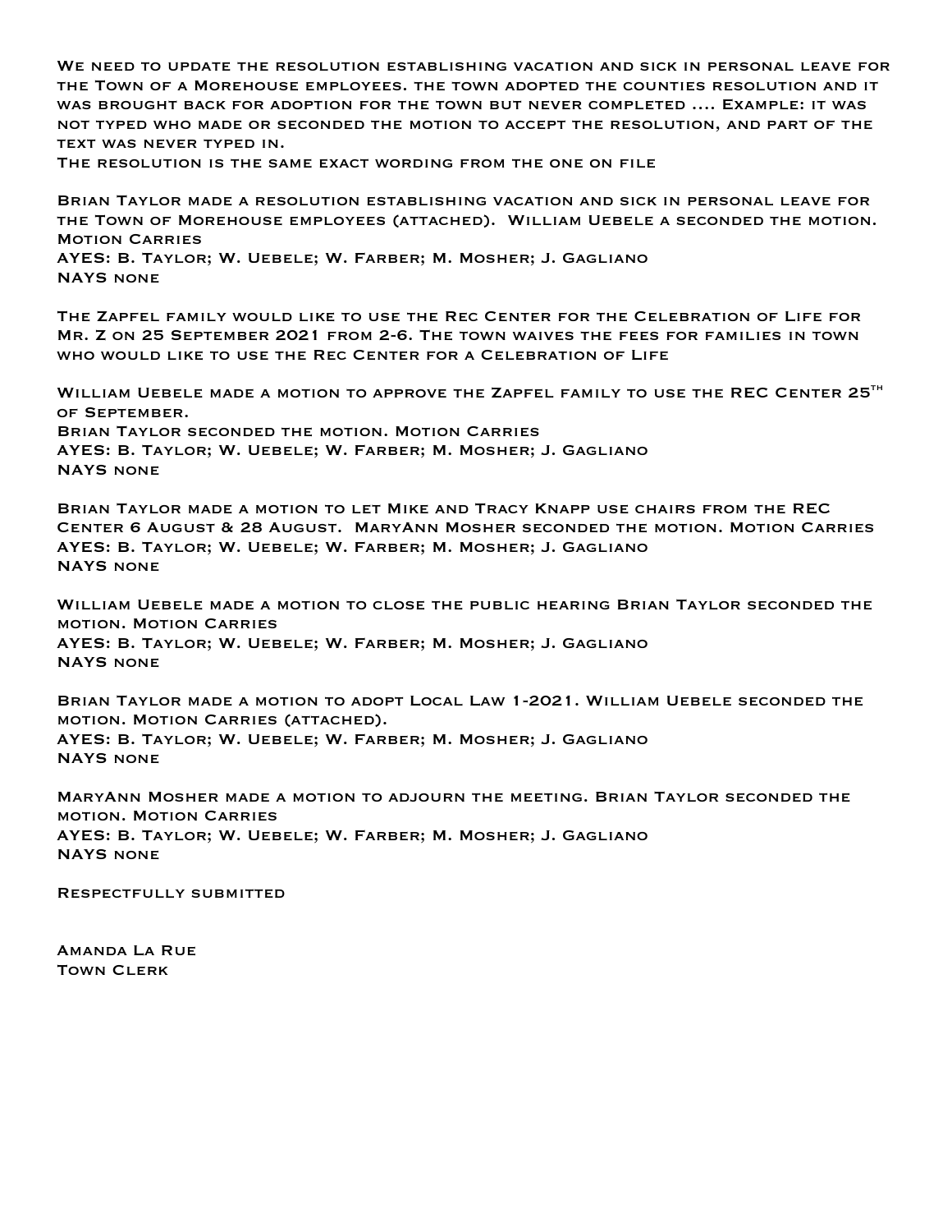We need to update the resolution establishing vacation and sick in personal leave for the Town of a Morehouse employees. the town adopted the counties resolution and it was brought back for adoption for the town but never completed .... Example: it was not typed who made or seconded the motion to accept the resolution, and part of the text was never typed in.
The resolution is the same exact wording from the one on file

Brian Taylor made a resolution establishing vacation and sick in personal leave for the Town of Morehouse employees (attached). William Uebele a seconded the motion. Motion Carries
AYES: B. Taylor; W. Uebele; W. Farber; M. Mosher; J. Gagliano
NAYS none

The Zapfel family would like to use the Rec Center for the Celebration of Life for Mr. Z on 25 September 2021 from 2-6. The town waives the fees for families in town who would like to use the Rec Center for a Celebration of Life

William Uebele made a motion to approve the Zapfel family to use the REC Center 25th of September.
Brian Taylor seconded the motion. Motion Carries
AYES: B. Taylor; W. Uebele; W. Farber; M. Mosher; J. Gagliano
NAYS none

Brian Taylor made a motion to let Mike and Tracy Knapp use chairs from the REC Center 6 August & 28 August. MaryAnn Mosher seconded the motion. Motion Carries
AYES: B. Taylor; W. Uebele; W. Farber; M. Mosher; J. Gagliano
NAYS none

William Uebele made a motion to close the public hearing Brian Taylor seconded the motion. Motion Carries
AYES: B. Taylor; W. Uebele; W. Farber; M. Mosher; J. Gagliano
NAYS none

Brian Taylor made a motion to adopt Local Law 1-2021. William Uebele seconded the motion. Motion Carries (attached).
AYES: B. Taylor; W. Uebele; W. Farber; M. Mosher; J. Gagliano
NAYS none

MaryAnn Mosher made a motion to adjourn the meeting. Brian Taylor seconded the motion. Motion Carries
AYES: B. Taylor; W. Uebele; W. Farber; M. Mosher; J. Gagliano
NAYS none

Respectfully submitted

Amanda La Rue
Town Clerk